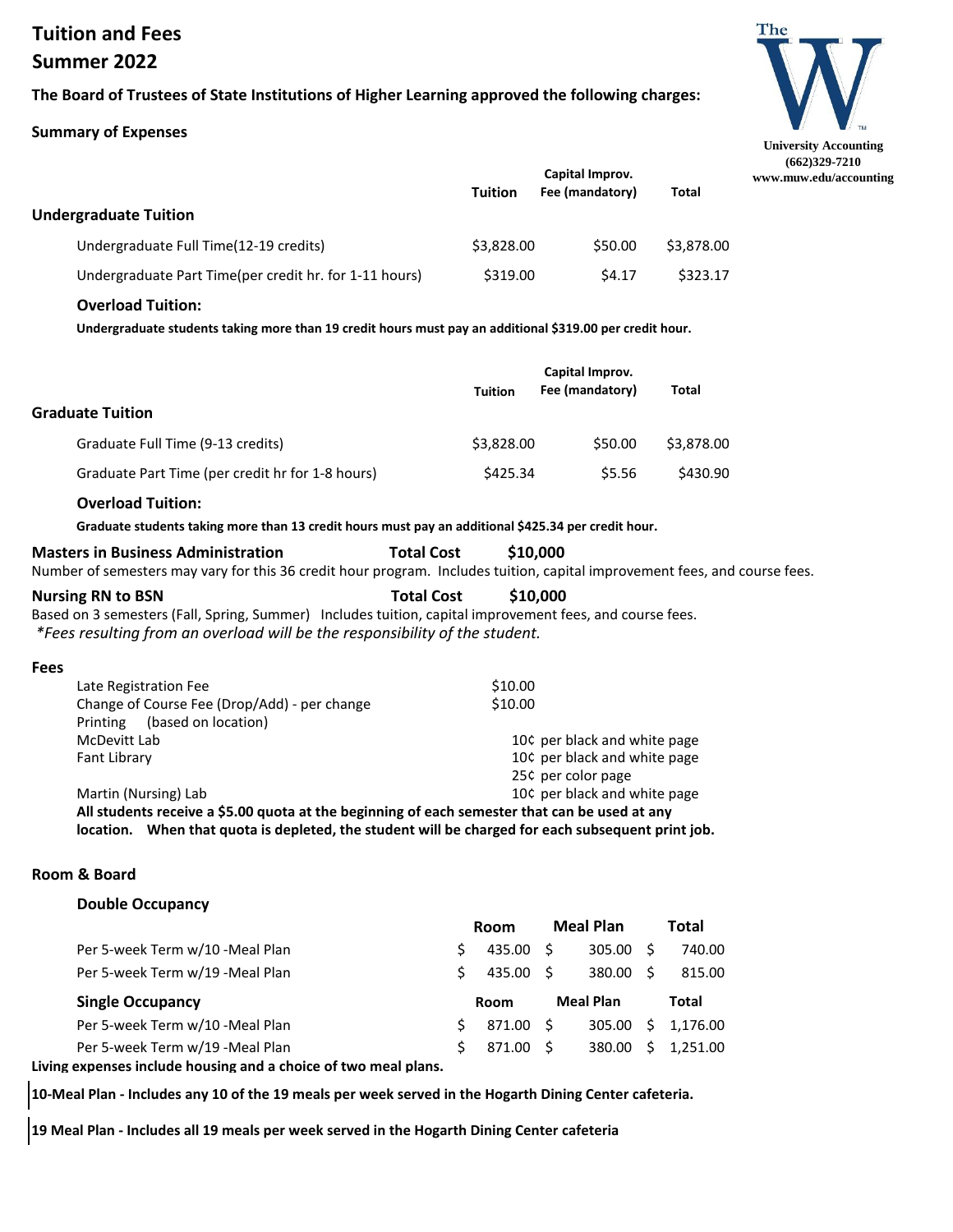# Tuition and Fees
# Summer 2022

**The Board of Trustees of State Institutions of Higher Learning approved the following charges:**

University Accounting
(662)329-7210
www.muw.edu/accounting

**Summary of Expenses**

| | Tuition | Capital Improv. Fee (mandatory) | Total |
|---|---|---|---|
| **Undergraduate Tuition** | | | |
| Undergraduate Full Time(12-19 credits) | \$3,828.00 | \$50.00 | \$3,878.00 |
| Undergraduate Part Time(per credit hr. for 1-11 hours) | \$319.00 | \$4.17 | \$323.17 |

**Overload Tuition:**

**Undergraduate students taking more than 19 credit hours must pay an additional \$319.00 per credit hour.**

| | Tuition | Capital Improv. Fee (mandatory) | Total |
|---|---|---|---|
| **Graduate Tuition** | | | |
| Graduate Full Time (9-13 credits) | \$3,828.00 | \$50.00 | \$3,878.00 |
| Graduate Part Time (per credit hr for 1-8 hours) | \$425.34 | \$5.56 | \$430.90 |

**Overload Tuition:**

**Graduate students taking more than 13 credit hours must pay an additional \$425.34 per credit hour.**

**Masters in Business Administration** **Total Cost** **\$10,000**

Number of semesters may vary for this 36 credit hour program. Includes tuition, capital improvement fees, and course fees.

**Nursing RN to BSN** **Total Cost** **\$10,000**

Based on 3 semesters (Fall, Spring, Summer) Includes tuition, capital improvement fees, and course fees.

*\*Fees resulting from an overload will be the responsibility of the student.*

**Fees**

| | |
|---|---|
| Late Registration Fee | \$10.00 |
| Change of Course Fee (Drop/Add) - per change | \$10.00 |
| Printing (based on location) | |
| McDevitt Lab | 10¢ per black and white page |
| Fant Library | 10¢ per black and white page |
| | 25¢ per color page |
| Martin (Nursing) Lab | 10¢ per black and white page |

**All students receive a \$5.00 quota at the beginning of each semester that can be used at any location. When that quota is depleted, the student will be charged for each subsequent print job.**

**Room & Board**

| **Double Occupancy** | Room | Meal Plan | Total |
|---|---|---|---|
| Per 5-week Term w/10 -Meal Plan | \$ 435.00 | \$ 305.00 | \$ 740.00 |
| Per 5-week Term w/19 -Meal Plan | \$ 435.00 | \$ 380.00 | \$ 815.00 |
| **Single Occupancy** | **Room** | **Meal Plan** | **Total** |
| Per 5-week Term w/10 -Meal Plan | \$ 871.00 | \$ 305.00 | \$ 1,176.00 |
| Per 5-week Term w/19 -Meal Plan | \$ 871.00 | \$ 380.00 | \$ 1,251.00 |

**Living expenses include housing and a choice of two meal plans.**

**10-Meal Plan - Includes any 10 of the 19 meals per week served in the Hogarth Dining Center cafeteria.**

**19 Meal Plan - Includes all 19 meals per week served in the Hogarth Dining Center cafeteria**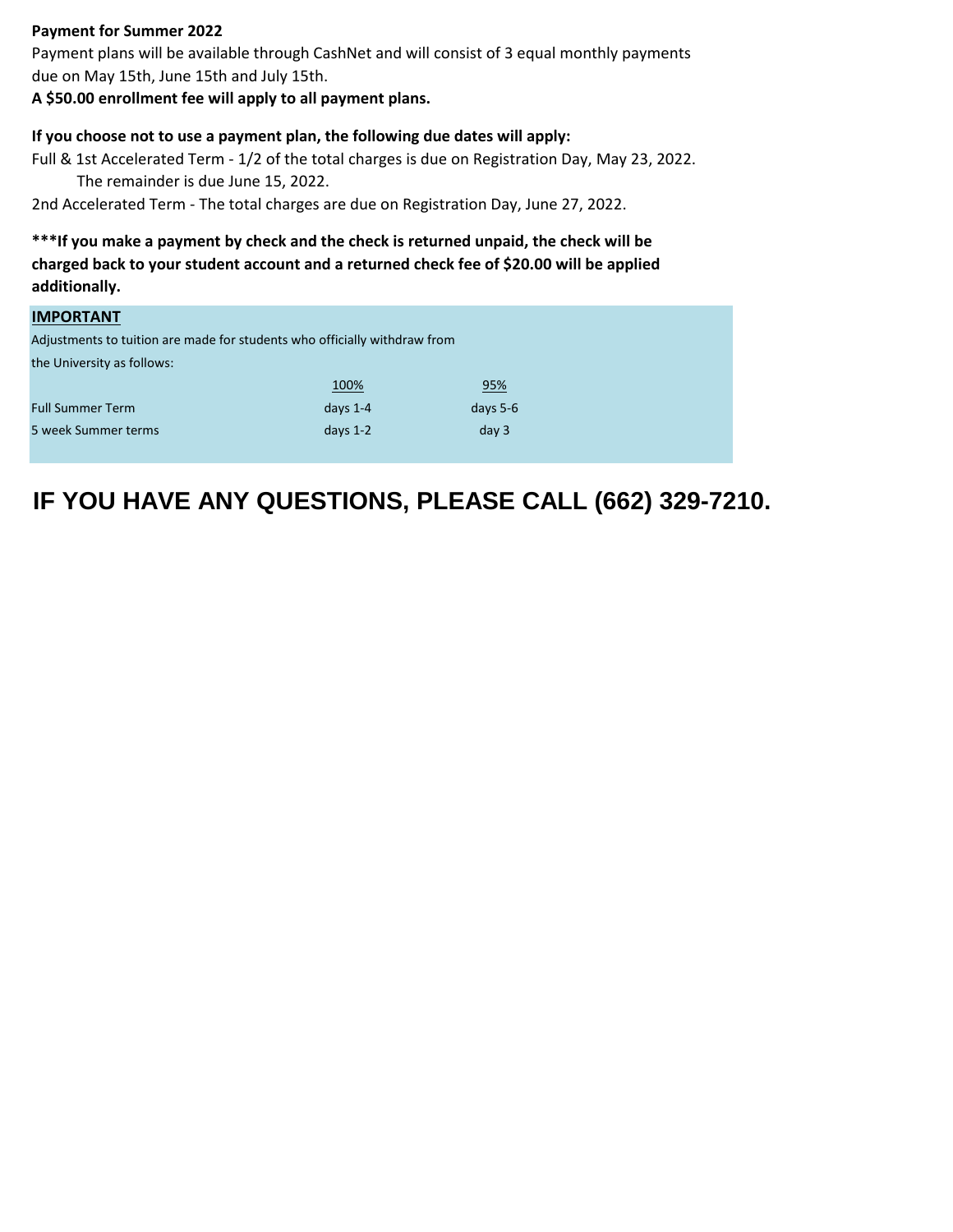**Payment for Summer 2022**

Payment plans will be available through CashNet and will consist of 3 equal monthly payments due on May 15th, June 15th and July 15th.

**A $50.00 enrollment fee will apply to all payment plans.**

**If you choose not to use a payment plan, the following due dates will apply:**

Full & 1st Accelerated Term - 1/2 of the total charges is due on Registration Day, May 23, 2022.
The remainder is due June 15, 2022.

2nd Accelerated Term - The total charges are due on Registration Day, June 27, 2022.

**\*\*\*If you make a payment by check and the check is returned unpaid, the check will be charged back to your student account and a returned check fee of $20.00 will be applied additionally.**

**IMPORTANT**

Adjustments to tuition are made for students who officially withdraw from the University as follows:

| | 100% | 95% |
|---|---|---|
| Full Summer Term | days 1-4 | days 5-6 |
| 5 week Summer terms | days 1-2 | day 3 |

## IF YOU HAVE ANY QUESTIONS, PLEASE CALL (662) 329-7210.